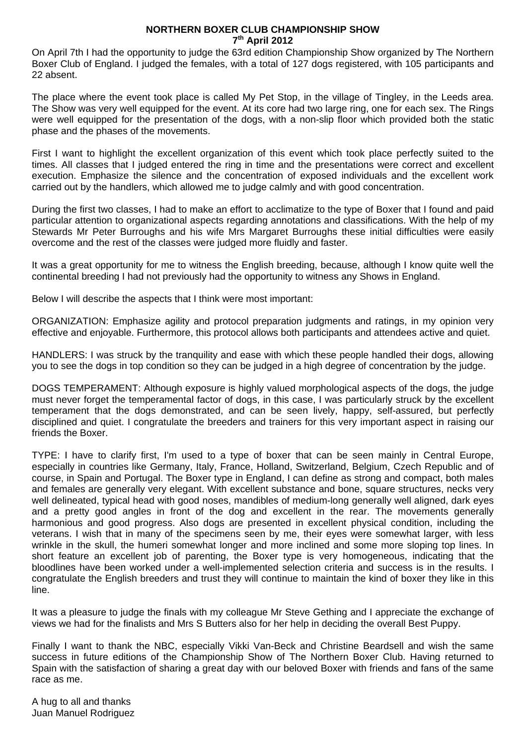# NORTHERN BOXER CLUB CHAMPIONSHIP SHOW
## 7th April 2012

On April 7th I had the opportunity to judge the 63rd edition Championship Show organized by The Northern Boxer Club of England. I judged the females, with a total of 127 dogs registered, with 105 participants and 22 absent.

The place where the event took place is called My Pet Stop, in the village of Tingley, in the Leeds area. The Show was very well equipped for the event. At its core had two large ring, one for each sex. The Rings were well equipped for the presentation of the dogs, with a non-slip floor which provided both the static phase and the phases of the movements.

First I want to highlight the excellent organization of this event which took place perfectly suited to the times. All classes that I judged entered the ring in time and the presentations were correct and excellent execution. Emphasize the silence and the concentration of exposed individuals and the excellent work carried out by the handlers, which allowed me to judge calmly and with good concentration.

During the first two classes, I had to make an effort to acclimatize to the type of Boxer that I found and paid particular attention to organizational aspects regarding annotations and classifications. With the help of my Stewards Mr Peter Burroughs and his wife Mrs Margaret Burroughs these initial difficulties were easily overcome and the rest of the classes were judged more fluidly and faster.

It was a great opportunity for me to witness the English breeding, because, although I know quite well the continental breeding I had not previously had the opportunity to witness any Shows in England.

Below I will describe the aspects that I think were most important:

ORGANIZATION: Emphasize agility and protocol preparation judgments and ratings, in my opinion very effective and enjoyable. Furthermore, this protocol allows both participants and attendees active and quiet.

HANDLERS: I was struck by the tranquility and ease with which these people handled their dogs, allowing you to see the dogs in top condition so they can be judged in a high degree of concentration by the judge.

DOGS TEMPERAMENT: Although exposure is highly valued morphological aspects of the dogs, the judge must never forget the temperamental factor of dogs, in this case, I was particularly struck by the excellent temperament that the dogs demonstrated, and can be seen lively, happy, self-assured, but perfectly disciplined and quiet. I congratulate the breeders and trainers for this very important aspect in raising our friends the Boxer.

TYPE: I have to clarify first, I'm used to a type of boxer that can be seen mainly in Central Europe, especially in countries like Germany, Italy, France, Holland, Switzerland, Belgium, Czech Republic and of course, in Spain and Portugal. The Boxer type in England, I can define as strong and compact, both males and females are generally very elegant. With excellent substance and bone, square structures, necks very well delineated, typical head with good noses, mandibles of medium-long generally well aligned, dark eyes and a pretty good angles in front of the dog and excellent in the rear. The movements generally harmonious and good progress. Also dogs are presented in excellent physical condition, including the veterans. I wish that in many of the specimens seen by me, their eyes were somewhat larger, with less wrinkle in the skull, the humeri somewhat longer and more inclined and some more sloping top lines. In short feature an excellent job of parenting, the Boxer type is very homogeneous, indicating that the bloodlines have been worked under a well-implemented selection criteria and success is in the results. I congratulate the English breeders and trust they will continue to maintain the kind of boxer they like in this line.

It was a pleasure to judge the finals with my colleague Mr Steve Gething and I appreciate the exchange of views we had for the finalists and Mrs S Butters also for her help in deciding the overall Best Puppy.

Finally I want to thank the NBC, especially Vikki Van-Beck and Christine Beardsell and wish the same success in future editions of the Championship Show of The Northern Boxer Club. Having returned to Spain with the satisfaction of sharing a great day with our beloved Boxer with friends and fans of the same race as me.

A hug to all and thanks  
Juan Manuel Rodriguez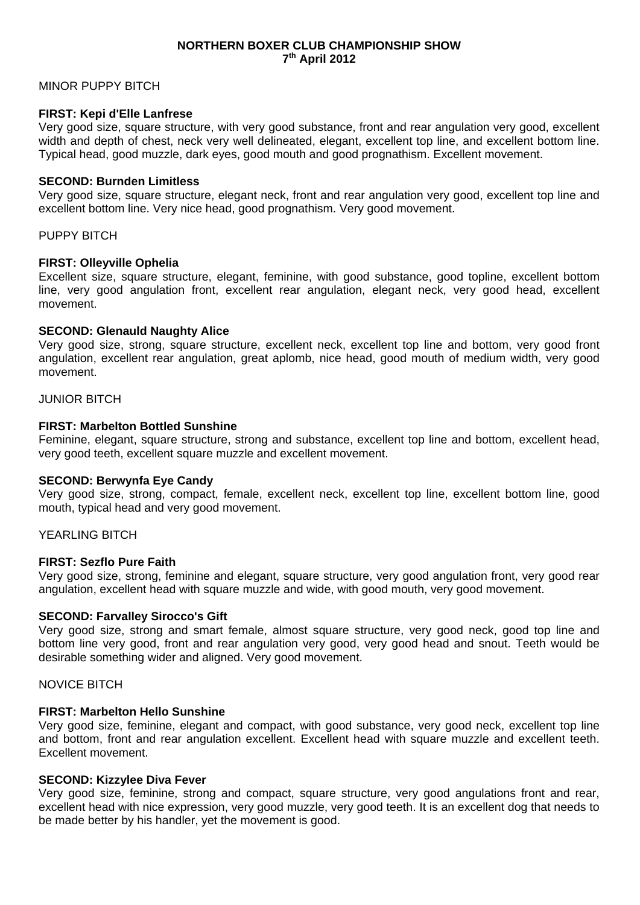**NORTHERN BOXER CLUB CHAMPIONSHIP SHOW**
**7th April 2012**

MINOR PUPPY BITCH

**FIRST: Kepi d'Elle Lanfrese**
Very good size, square structure, with very good substance, front and rear angulation very good, excellent width and depth of chest, neck very well delineated, elegant, excellent top line, and excellent bottom line. Typical head, good muzzle, dark eyes, good mouth and good prognathism. Excellent movement.

**SECOND: Burnden Limitless**
Very good size, square structure, elegant neck, front and rear angulation very good, excellent top line and excellent bottom line. Very nice head, good prognathism. Very good movement.

PUPPY BITCH

**FIRST: Olleyville Ophelia**
Excellent size, square structure, elegant, feminine, with good substance, good topline, excellent bottom line, very good angulation front, excellent rear angulation, elegant neck, very good head, excellent movement.

**SECOND: Glenauld Naughty Alice**
Very good size, strong, square structure, excellent neck, excellent top line and bottom, very good front angulation, excellent rear angulation, great aplomb, nice head, good mouth of medium width, very good movement.

JUNIOR BITCH

**FIRST: Marbelton Bottled Sunshine**
Feminine, elegant, square structure, strong and substance, excellent top line and bottom, excellent head, very good teeth, excellent square muzzle and excellent movement.

**SECOND: Berwynfa Eye Candy**
Very good size, strong, compact, female, excellent neck, excellent top line, excellent bottom line, good mouth, typical head and very good movement.

YEARLING BITCH

**FIRST: Sezflo Pure Faith**
Very good size, strong, feminine and elegant, square structure, very good angulation front, very good rear angulation, excellent head with square muzzle and wide, with good mouth, very good movement.

**SECOND: Farvalley Sirocco's Gift**
Very good size, strong and smart female, almost square structure, very good neck, good top line and bottom line very good, front and rear angulation very good, very good head and snout. Teeth would be desirable something wider and aligned. Very good movement.

NOVICE BITCH

**FIRST: Marbelton Hello Sunshine**
Very good size, feminine, elegant and compact, with good substance, very good neck, excellent top line and bottom, front and rear angulation excellent. Excellent head with square muzzle and excellent teeth. Excellent movement.

**SECOND: Kizzylee Diva Fever**
Very good size, feminine, strong and compact, square structure, very good angulations front and rear, excellent head with nice expression, very good muzzle, very good teeth. It is an excellent dog that needs to be made better by his handler, yet the movement is good.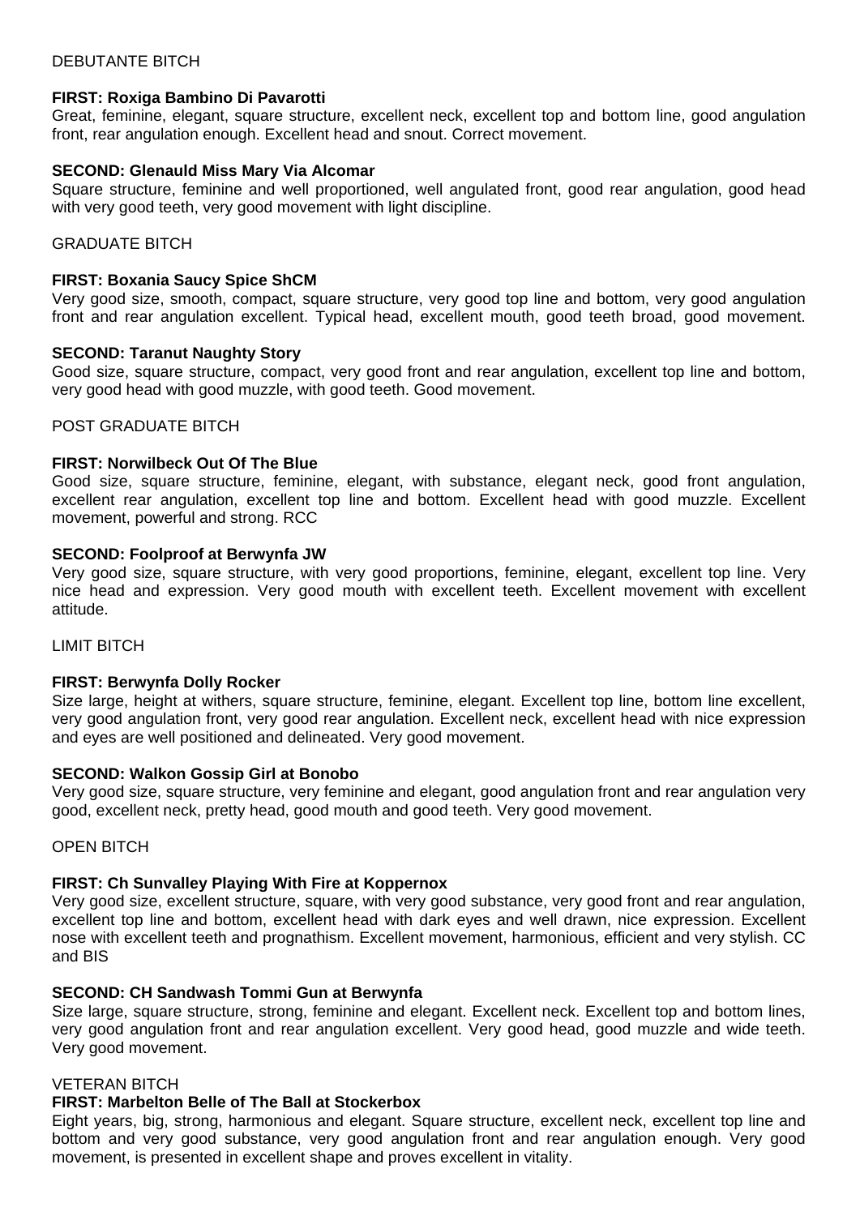DEBUTANTE BITCH

**FIRST: Roxiga Bambino Di Pavarotti**
Great, feminine, elegant, square structure, excellent neck, excellent top and bottom line, good angulation front, rear angulation enough. Excellent head and snout. Correct movement.

**SECOND: Glenauld Miss Mary Via Alcomar**
Square structure, feminine and well proportioned, well angulated front, good rear angulation, good head with very good teeth, very good movement with light discipline.

GRADUATE BITCH

**FIRST: Boxania Saucy Spice ShCM**
Very good size, smooth, compact, square structure, very good top line and bottom, very good angulation front and rear angulation excellent. Typical head, excellent mouth, good teeth broad, good movement.

**SECOND: Taranut Naughty Story**
Good size, square structure, compact, very good front and rear angulation, excellent top line and bottom, very good head with good muzzle, with good teeth. Good movement.

POST GRADUATE BITCH

**FIRST: Norwilbeck Out Of The Blue**
Good size, square structure, feminine, elegant, with substance, elegant neck, good front angulation, excellent rear angulation, excellent top line and bottom. Excellent head with good muzzle. Excellent movement, powerful and strong. RCC

**SECOND: Foolproof at Berwynfa JW**
Very good size, square structure, with very good proportions, feminine, elegant, excellent top line. Very nice head and expression. Very good mouth with excellent teeth. Excellent movement with excellent attitude.

LIMIT BITCH

**FIRST: Berwynfa Dolly Rocker**
Size large, height at withers, square structure, feminine, elegant. Excellent top line, bottom line excellent, very good angulation front, very good rear angulation. Excellent neck, excellent head with nice expression and eyes are well positioned and delineated. Very good movement.

**SECOND: Walkon Gossip Girl at Bonobo**
Very good size, square structure, very feminine and elegant, good angulation front and rear angulation very good, excellent neck, pretty head, good mouth and good teeth. Very good movement.

OPEN BITCH

**FIRST: Ch Sunvalley Playing With Fire at Koppernox**
Very good size, excellent structure, square, with very good substance, very good front and rear angulation, excellent top line and bottom, excellent head with dark eyes and well drawn, nice expression. Excellent nose with excellent teeth and prognathism. Excellent movement, harmonious, efficient and very stylish. CC and BIS

**SECOND: CH Sandwash Tommi Gun at Berwynfa**
Size large, square structure, strong, feminine and elegant. Excellent neck. Excellent top and bottom lines, very good angulation front and rear angulation excellent. Very good head, good muzzle and wide teeth. Very good movement.

VETERAN BITCH

**FIRST: Marbelton Belle of The Ball at Stockerbox**
Eight years, big, strong, harmonious and elegant. Square structure, excellent neck, excellent top line and bottom and very good substance, very good angulation front and rear angulation enough. Very good movement, is presented in excellent shape and proves excellent in vitality.